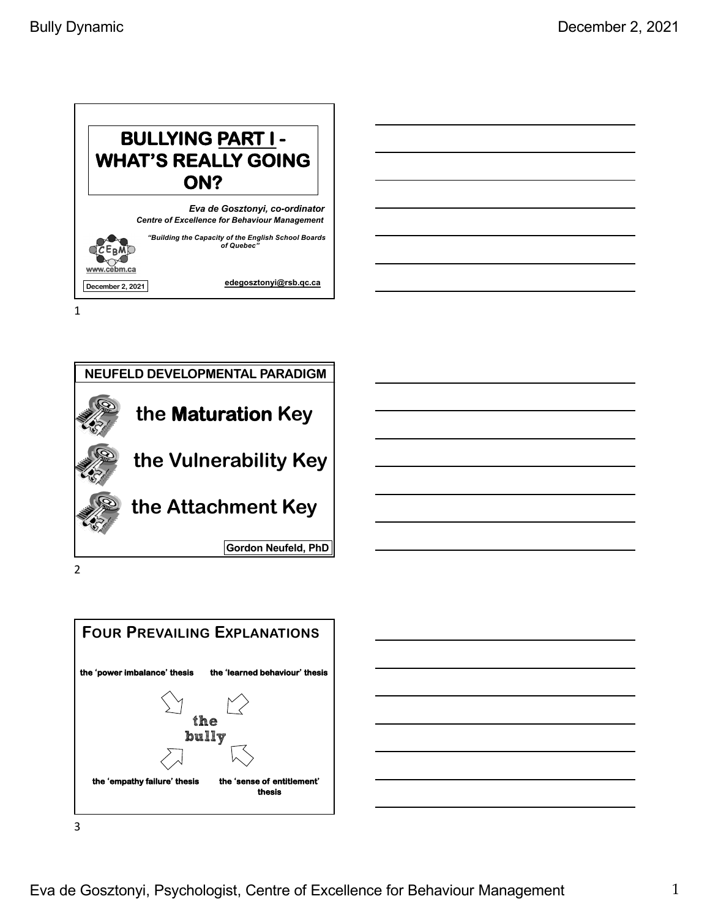# BULLYING PART I - WHAT'S REALLY GOING ON?

*Eva de Gosztonyi, co-ordinator*
*Centre of Excellence for Behaviour Management*

*"Building the Capacity of the English School Boards of Quebec"*

www.cebm.ca

December 2, 2021

edegosztonyi@rsb.qc.ca

## NEUFELD DEVELOPMENTAL PARADIGM

- the **Maturation** Key
- the Vulnerability Key
- the Attachment Key

Gordon Neufeld, PhD

## FOUR PREVAILING EXPLANATIONS

the bully

- the 'power imbalance' thesis
- the 'learned behaviour' thesis
- the 'empathy failure' thesis
- the 'sense of entitlement' thesis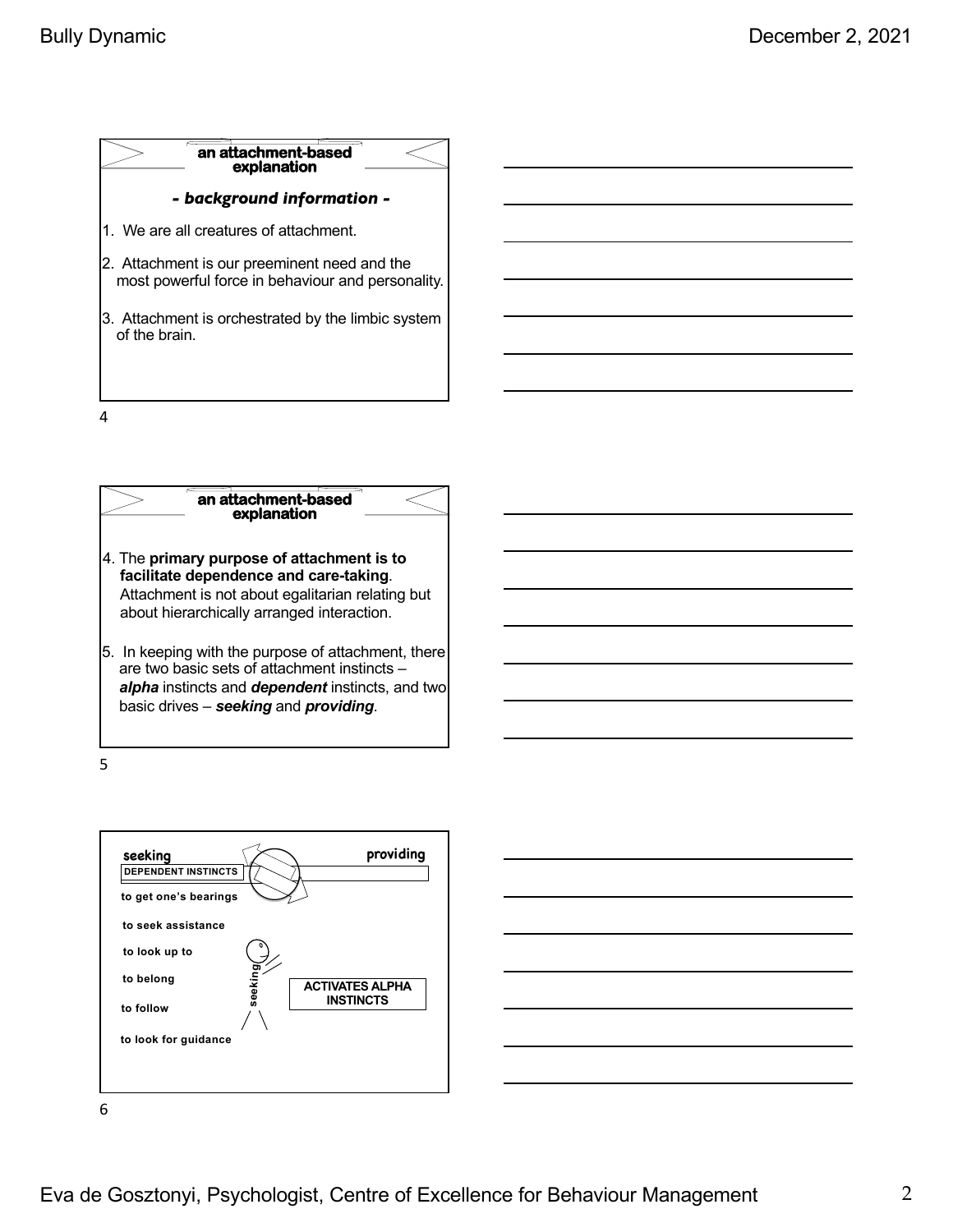## an attachment-based explanation

### *- background information -*

1. We are all creatures of attachment.
2. Attachment is our preeminent need and the most powerful force in behaviour and personality.
3. Attachment is orchestrated by the limbic system of the brain.

## an attachment-based explanation

4. The **primary purpose of attachment is to facilitate dependence and care-taking**. Attachment is not about egalitarian relating but about hierarchically arranged interaction.
5. In keeping with the purpose of attachment, there are two basic sets of attachment instincts – ***alpha*** instincts and ***dependent*** instincts, and two basic drives – ***seeking*** and ***providing***.

**seeking** | **providing**

**DEPENDENT INSTINCTS**

- **to get one's bearings**
- **to seek assistance**
- **to look up to**
- **to belong**
- **to follow**
- **to look for guidance**

**seeking**

**ACTIVATES ALPHA INSTINCTS**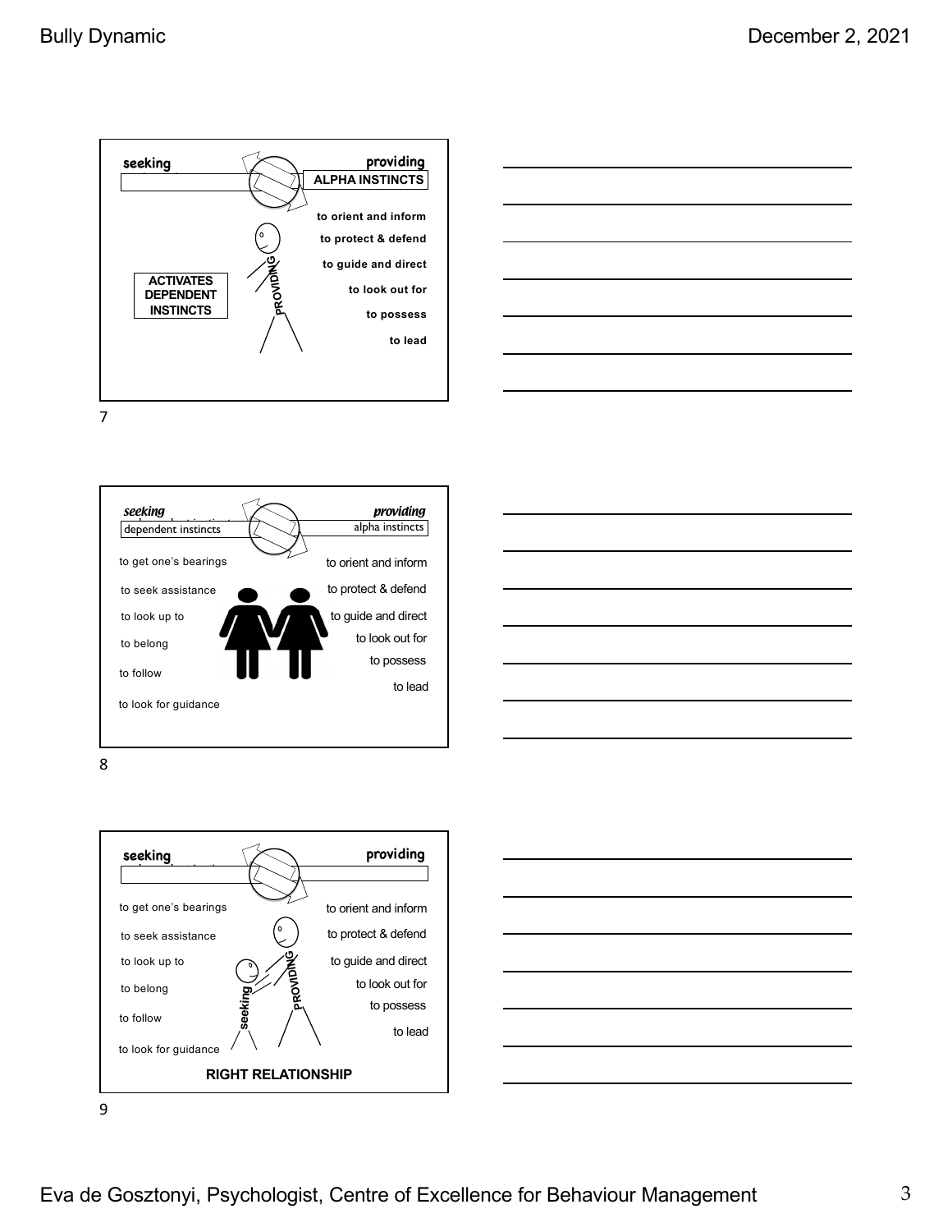**seeking** | **providing**

**ALPHA INSTINCTS**

- to orient and inform
- to protect & defend
- to guide and direct
- to look out for
- to possess
- to lead

PROVIDING

**ACTIVATES DEPENDENT INSTINCTS**

7

*seeking* | *providing*

| dependent instincts | alpha instincts |
| --- | --- |
| to get one's bearings | to orient and inform |
| to seek assistance | to protect & defend |
| to look up to | to guide and direct |
| to belong | to look out for |
| to follow | to possess |
| to look for guidance | to lead |

8

**seeking** | **providing**

| seeking | providing |
| --- | --- |
| to get one's bearings | to orient and inform |
| to seek assistance | to protect & defend |
| to look up to | to guide and direct |
| to belong | to look out for |
| to follow | to possess |
| to look for guidance | to lead |

seeking — PROVIDING

**RIGHT RELATIONSHIP**

9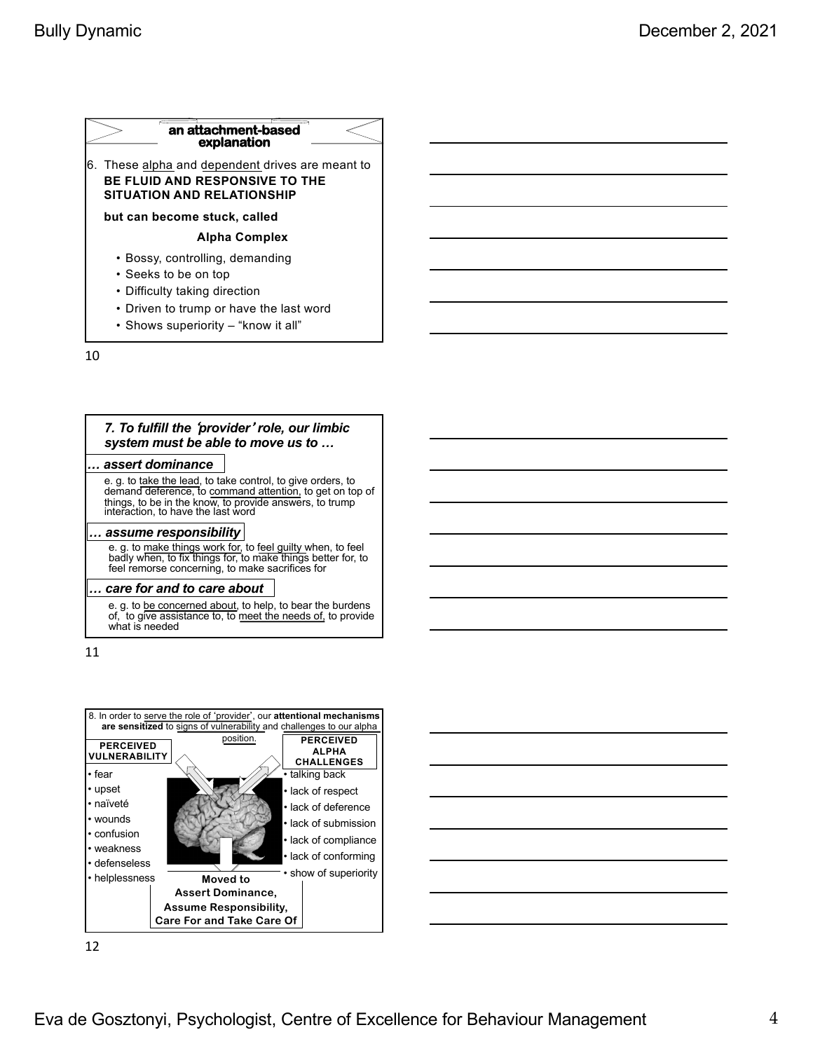## an attachment-based explanation

6. These alpha and dependent drives are meant to **BE FLUID AND RESPONSIVE TO THE SITUATION AND RELATIONSHIP**

**but can become stuck, called**

**Alpha Complex**

- Bossy, controlling, demanding
- Seeks to be on top
- Difficulty taking direction
- Driven to trump or have the last word
- Shows superiority – "know it all"

## *7. To fulfill the 'provider' role, our limbic system must be able to move us to …*

### *… assert dominance*

e. g. to take the lead, to take control, to give orders, to demand deference, to command attention, to get on top of things, to be in the know, to provide answers, to trump interaction, to have the last word

### *… assume responsibility*

e. g. to make things work for, to feel guilty when, to feel badly when, to fix things for, to make things better for, to feel remorse concerning, to make sacrifices for

### *… care for and to care about*

e. g. to be concerned about, to help, to bear the burdens of, to give assistance to, to meet the needs of, to provide what is needed

8. In order to serve the role of 'provider', our **attentional mechanisms are sensitized** to signs of vulnerability and challenges to our alpha position.

**PERCEIVED VULNERABILITY**

- fear
- upset
- naïveté
- wounds
- confusion
- weakness
- defenseless
- helplessness

**PERCEIVED ALPHA CHALLENGES**

- talking back
- lack of respect
- lack of deference
- lack of submission
- lack of compliance
- lack of conforming
- show of superiority

**Moved to Assert Dominance, Assume Responsibility, Care For and Take Care Of**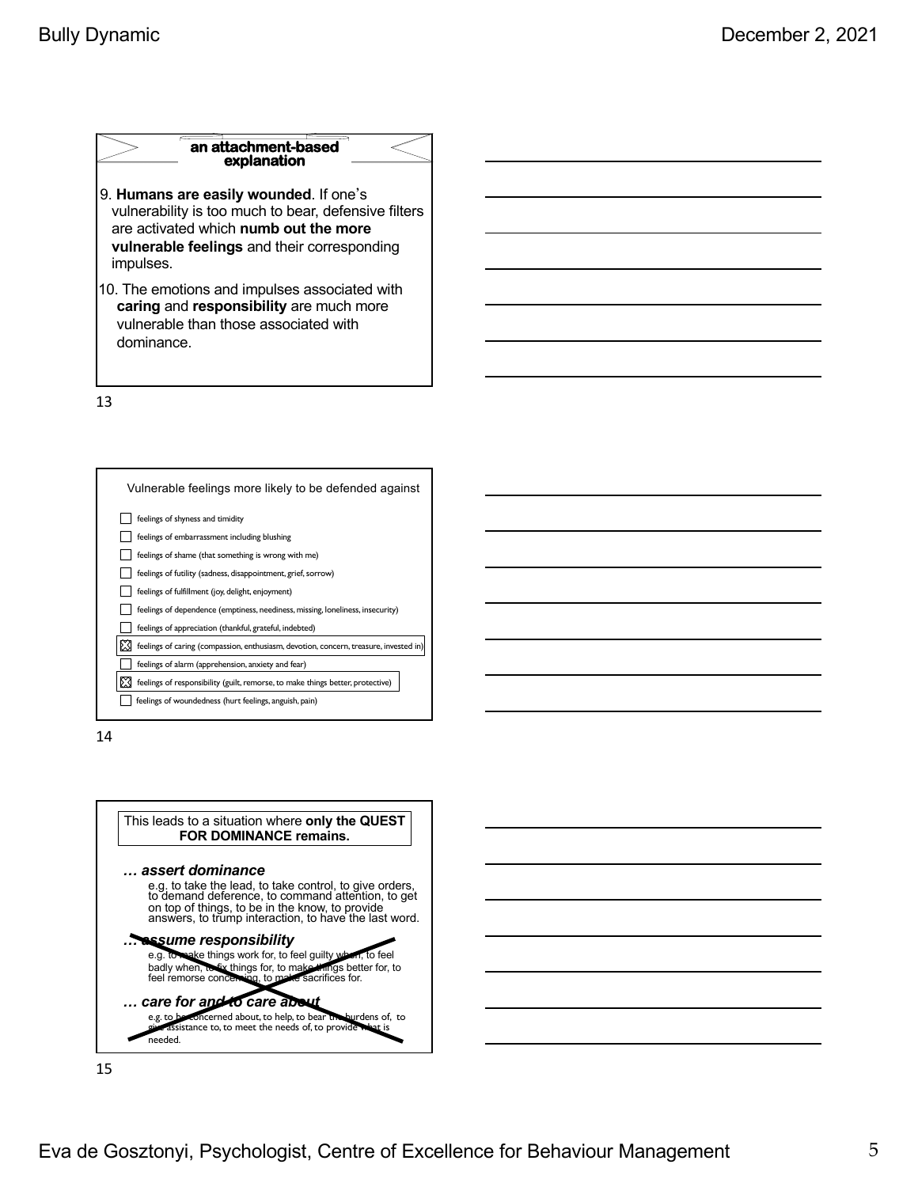## an attachment-based explanation

9. **Humans are easily wounded**. If one's vulnerability is too much to bear, defensive filters are activated which **numb out the more vulnerable feelings** and their corresponding impulses.

10. The emotions and impulses associated with **caring** and **responsibility** are much more vulnerable than those associated with dominance.

Vulnerable feelings more likely to be defended against

- [ ] feelings of shyness and timidity
- [ ] feelings of embarrassment including blushing
- [ ] feelings of shame (that something is wrong with me)
- [ ] feelings of futility (sadness, disappointment, grief, sorrow)
- [ ] feelings of fulfillment (joy, delight, enjoyment)
- [ ] feelings of dependence (emptiness, neediness, missing, loneliness, insecurity)
- [ ] feelings of appreciation (thankful, grateful, indebted)
- [x] feelings of caring (compassion, enthusiasm, devotion, concern, treasure, invested in)
- [ ] feelings of alarm (apprehension, anxiety and fear)
- [x] feelings of responsibility (guilt, remorse, to make things better, protective)
- [ ] feelings of woundedness (hurt feelings, anguish, pain)

This leads to a situation where **only the QUEST FOR DOMINANCE remains.**

***… assert dominance***

e.g. to take the lead, to take control, to give orders, to demand deference, to command attention, to get on top of things, to be in the know, to provide answers, to trump interaction, to have the last word.

***~~… assume responsibility~~***

~~e.g. to make things work for, to feel guilty when, to feel badly when, to fix things for, to make things better for, to feel remorse concerning, to make sacrifices for.~~

***~~… care for and to care about~~***

~~e.g. to be concerned about, to help, to bear the burdens of, to give assistance to, to meet the needs of, to provide what is needed.~~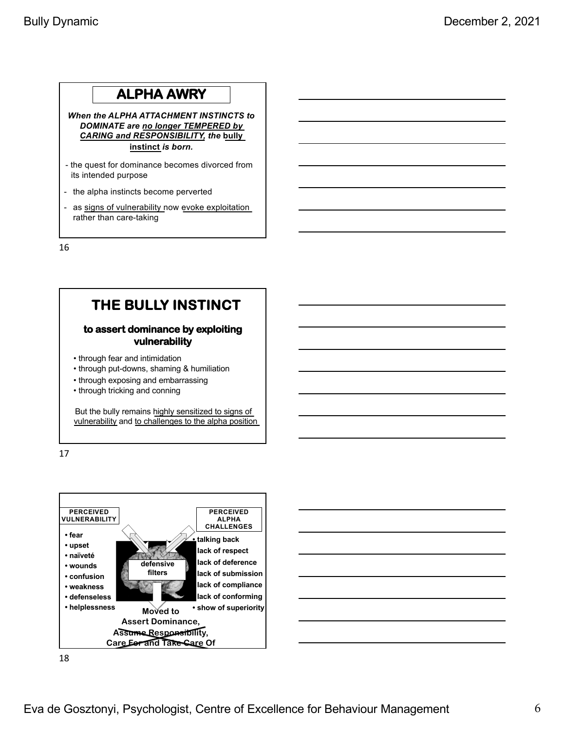## ALPHA AWRY

***When the ALPHA ATTACHMENT INSTINCTS to DOMINATE are no longer TEMPERED by CARING and RESPONSIBILITY, the bully instinct is born.***

- the quest for dominance becomes divorced from its intended purpose
- the alpha instincts become perverted
- as signs of vulnerability now evoke exploitation rather than care-taking

## THE BULLY INSTINCT

### to assert dominance by exploiting vulnerability

- through fear and intimidation
- through put-downs, shaming & humiliation
- through exposing and embarrassing
- through tricking and conning

But the bully remains highly sensitized to signs of vulnerability and to challenges to the alpha position

**PERCEIVED VULNERABILITY**

- **fear**
- **upset**
- **naïveté**
- **wounds**
- **confusion**
- **weakness**
- **defenseless**
- **helplessness**

**PERCEIVED ALPHA CHALLENGES**

- **talking back**
- **lack of respect**
- **lack of deference**
- **lack of submission**
- **lack of compliance**
- **lack of conforming**
- **show of superiority**

**defensive filters**

**Moved to Assert Dominance, ~~Assume Responsibility, Care For and Take Care Of~~**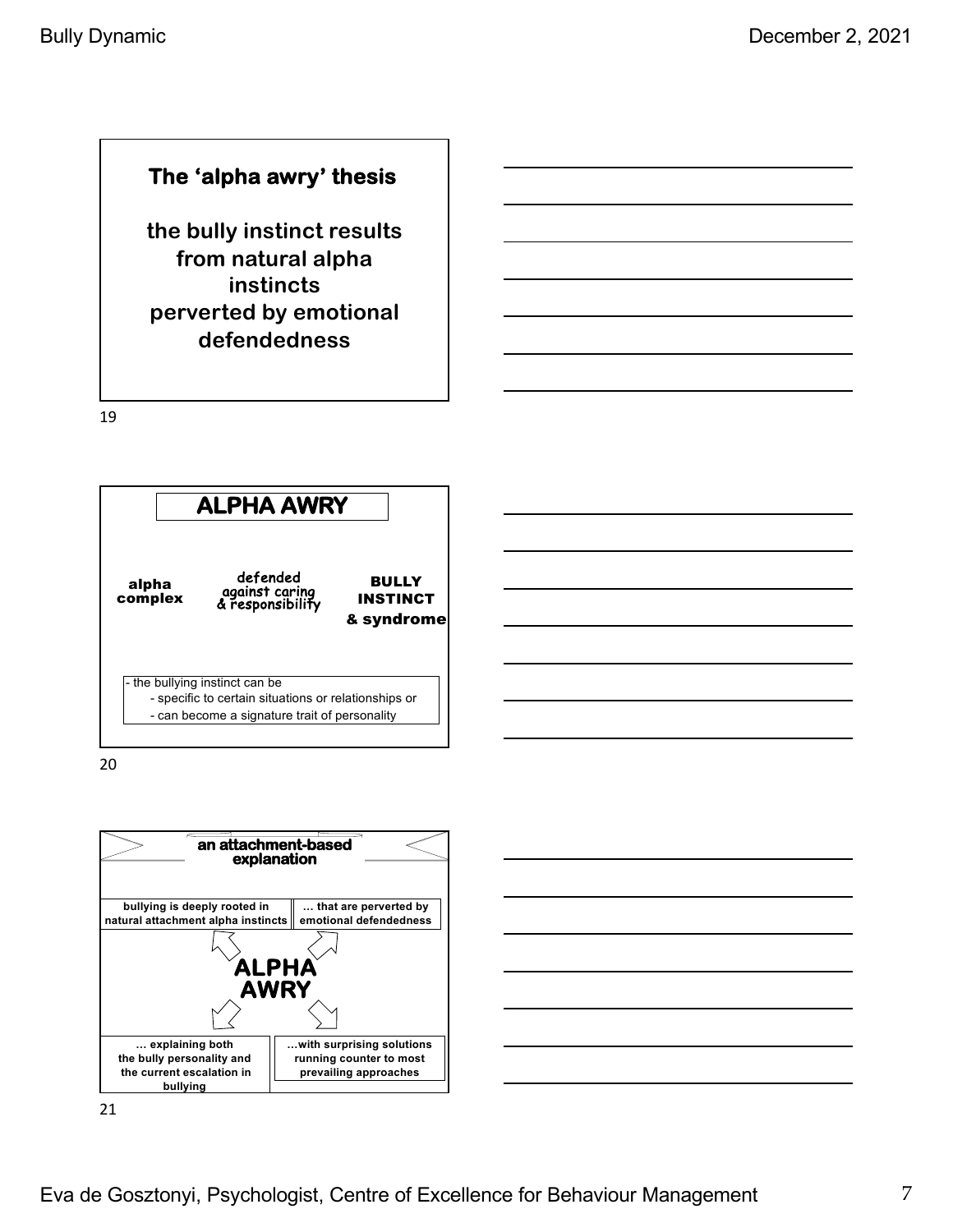## The 'alpha awry' thesis

**the bully instinct results from natural alpha instincts perverted by emotional defendedness**

19

## ALPHA AWRY

**alpha complex**

defended against caring & responsibility

**BULLY INSTINCT & syndrome**

- the bullying instinct can be
  - specific to certain situations or relationships or
  - can become a signature trait of personality

20

## an attachment-based explanation

**bullying is deeply rooted in natural attachment alpha instincts**

**… that are perverted by emotional defendedness**

**ALPHA AWRY**

**… explaining both the bully personality and the current escalation in bullying**

**…with surprising solutions running counter to most prevailing approaches**

21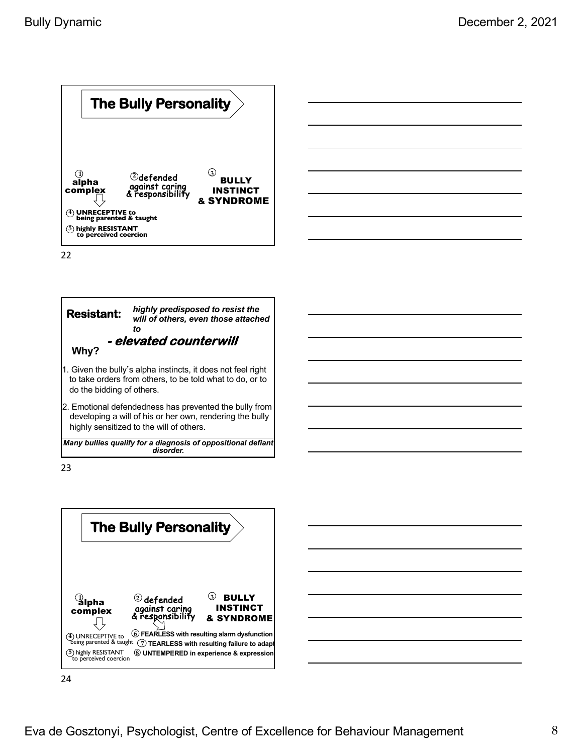## The Bully Personality

① alpha complex

② defended against caring & responsibility

③ BULLY INSTINCT & SYNDROME

④ UNRECEPTIVE to being parented & taught

⑤ highly RESISTANT to perceived coercion

**Resistant:** *highly predisposed to resist the will of others, even those attached to*

***- elevated counterwill***

**Why?**

1. Given the bully's alpha instincts, it does not feel right to take orders from others, to be told what to do, or to do the bidding of others.
2. Emotional defendedness has prevented the bully from developing a will of his or her own, rendering the bully highly sensitized to the will of others.

***Many bullies qualify for a diagnosis of oppositional defiant disorder.***

## The Bully Personality

① alpha complex

② defended against caring & responsibility

③ BULLY INSTINCT & SYNDROME

④ UNRECEPTIVE to being parented & taught

⑤ highly RESISTANT to perceived coercion

⑥ **FEARLESS with resulting alarm dysfunction**

⑦ **TEARLESS with resulting failure to adapt**

⑧ **UNTEMPERED in experience & expression**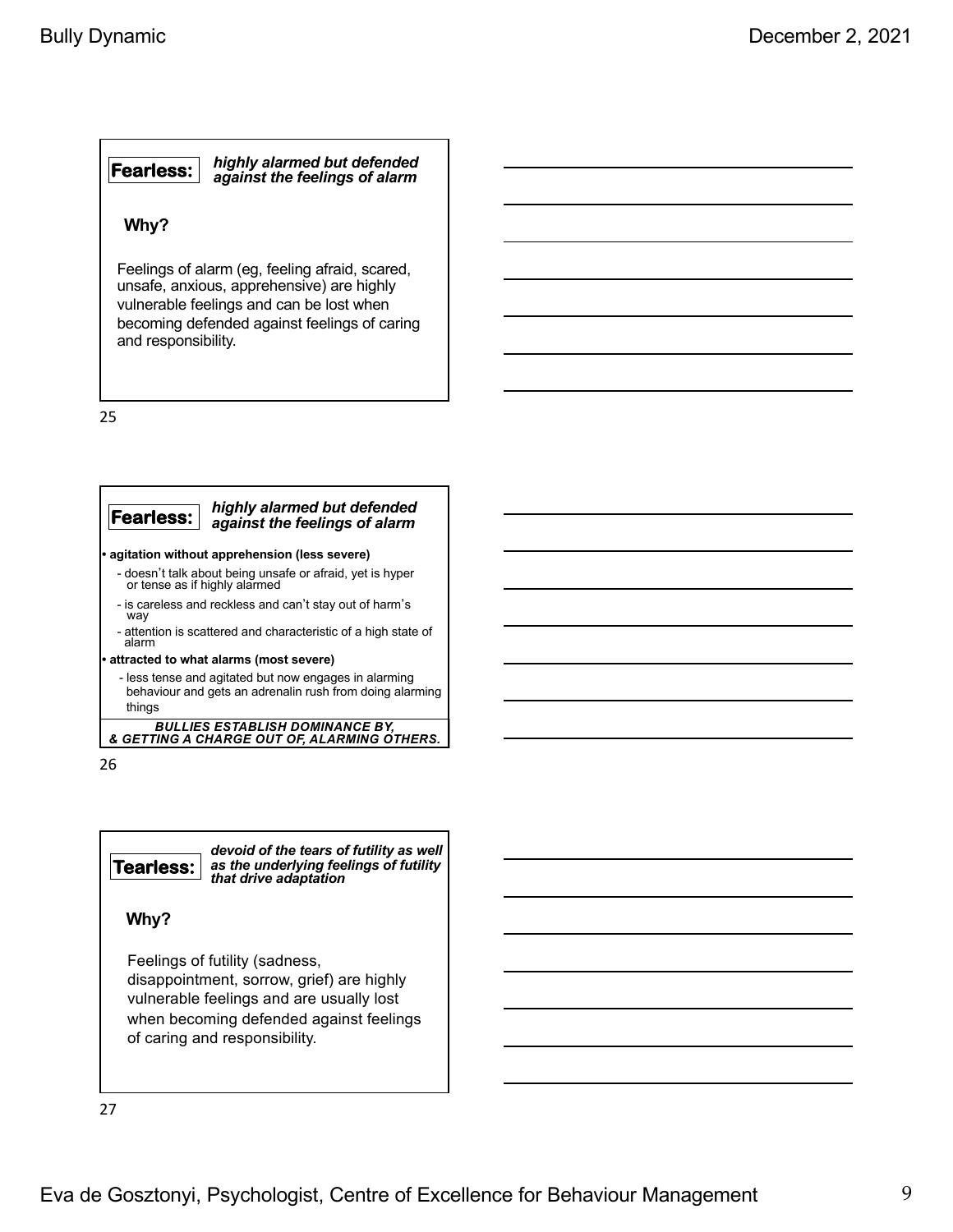**Fearless:** ***highly alarmed but defended against the feelings of alarm***

**Why?**

Feelings of alarm (eg, feeling afraid, scared, unsafe, anxious, apprehensive) are highly vulnerable feelings and can be lost when becoming defended against feelings of caring and responsibility.

---

**Fearless:** ***highly alarmed but defended against the feelings of alarm***

- **agitation without apprehension (less severe)**
  - doesn't talk about being unsafe or afraid, yet is hyper or tense as if highly alarmed
  - is careless and reckless and can't stay out of harm's way
  - attention is scattered and characteristic of a high state of alarm
- **attracted to what alarms (most severe)**
  - less tense and agitated but now engages in alarming behaviour and gets an adrenalin rush from doing alarming things

***BULLIES ESTABLISH DOMINANCE BY, & GETTING A CHARGE OUT OF, ALARMING OTHERS.***

---

**Tearless:** ***devoid of the tears of futility as well as the underlying feelings of futility that drive adaptation***

**Why?**

Feelings of futility (sadness, disappointment, sorrow, grief) are highly vulnerable feelings and are usually lost when becoming defended against feelings of caring and responsibility.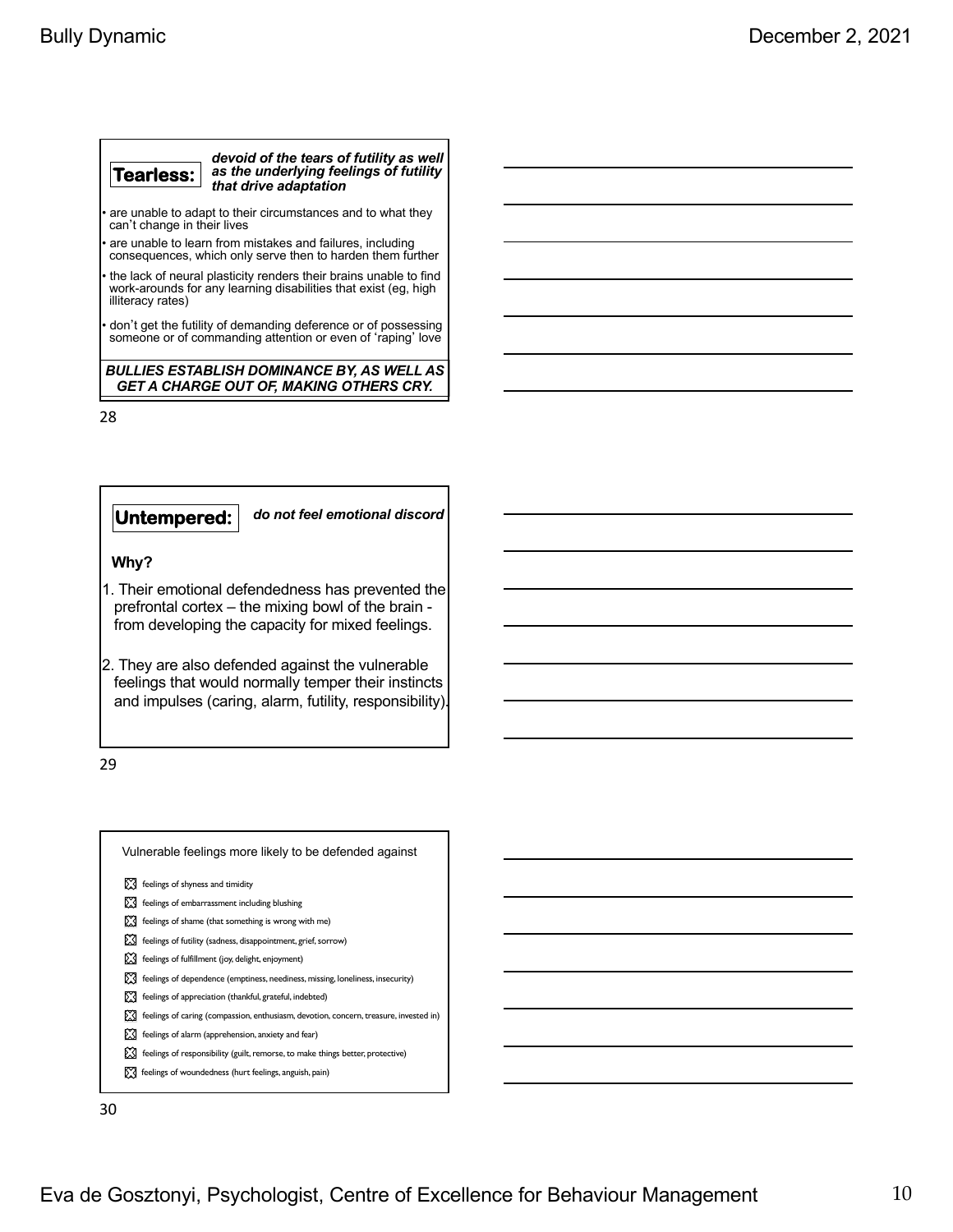**Tearless:** ***devoid of the tears of futility as well as the underlying feelings of futility that drive adaptation***

- are unable to adapt to their circumstances and to what they can't change in their lives
- are unable to learn from mistakes and failures, including consequences, which only serve then to harden them further
- the lack of neural plasticity renders their brains unable to find work-arounds for any learning disabilities that exist (eg, high illiteracy rates)
- don't get the futility of demanding deference or of possessing someone or of commanding attention or even of 'raping' love

***BULLIES ESTABLISH DOMINANCE BY, AS WELL AS GET A CHARGE OUT OF, MAKING OTHERS CRY.***

28

**Untempered:** ***do not feel emotional discord***

**Why?**

1. Their emotional defendedness has prevented the prefrontal cortex – the mixing bowl of the brain - from developing the capacity for mixed feelings.
2. They are also defended against the vulnerable feelings that would normally temper their instincts and impulses (caring, alarm, futility, responsibility).

29

Vulnerable feelings more likely to be defended against

- ☒ feelings of shyness and timidity
- ☒ feelings of embarrassment including blushing
- ☒ feelings of shame (that something is wrong with me)
- ☒ feelings of futility (sadness, disappointment, grief, sorrow)
- ☒ feelings of fulfillment (joy, delight, enjoyment)
- ☒ feelings of dependence (emptiness, neediness, missing, loneliness, insecurity)
- ☒ feelings of appreciation (thankful, grateful, indebted)
- ☒ feelings of caring (compassion, enthusiasm, devotion, concern, treasure, invested in)
- ☒ feelings of alarm (apprehension, anxiety and fear)
- ☒ feelings of responsibility (guilt, remorse, to make things better, protective)
- ☒ feelings of woundedness (hurt feelings, anguish, pain)

30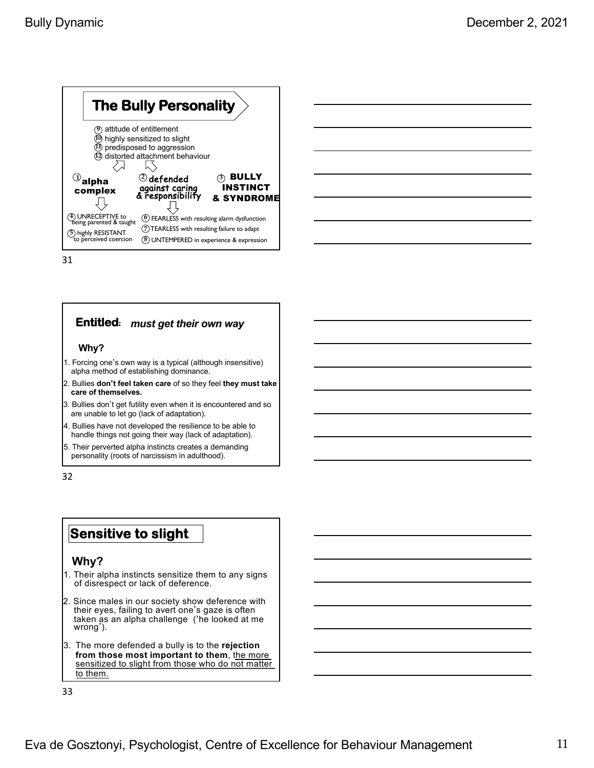## The Bully Personality

9. attitude of entitlement
10. highly sensitized to slight
11. predisposed to aggression
12. distorted attachment behaviour

1. **alpha complex**
2. **defended against caring & responsibility**
3. **BULLY INSTINCT & SYNDROME**

4. UNRECEPTIVE to being parented & taught
5. highly RESISTANT to perceived coercion
6. FEARLESS with resulting alarm dysfunction
7. TEARLESS with resulting failure to adapt
8. UNTEMPERED in experience & expression

## Entitled: *must get their own way*

**Why?**

1. Forcing one's own way is a typical (although insensitive) alpha method of establishing dominance.
2. Bullies **don't feel taken care** of so they feel **they must take care of themselves.**
3. Bullies don't get futility even when it is encountered and so are unable to let go (lack of adaptation).
4. Bullies have not developed the resilience to be able to handle things not going their way (lack of adaptation).
5. Their perverted alpha instincts creates a demanding personality (roots of narcissism in adulthood).

## Sensitive to slight

**Why?**

1. Their alpha instincts sensitize them to any signs of disrespect or lack of deference.
2. Since males in our society show deference with their eyes, failing to avert one's gaze is often taken as an alpha challenge ('he looked at me wrong').
3. The more defended a bully is to the **rejection from those most important to them**, the more sensitized to slight from those who do not matter to them.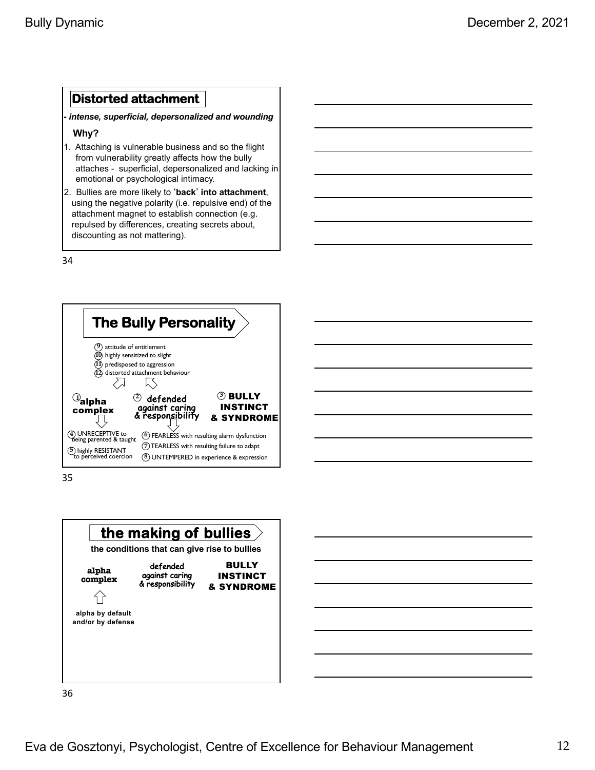## Distorted attachment

***- intense, superficial, depersonalized and wounding***

**Why?**

1. Attaching is vulnerable business and so the flight from vulnerability greatly affects how the bully attaches - superficial, depersonalized and lacking in emotional or psychological intimacy.
2. Bullies are more likely to '**back' into attachment**, using the negative polarity (i.e. repulsive end) of the attachment magnet to establish connection (e.g. repulsed by differences, creating secrets about, discounting as not mattering).

34

## The Bully Personality

- (9) attitude of entitlement
- (10) highly sensitized to slight
- (11) predisposed to aggression
- (12) distorted attachment behaviour

(1) **alpha complex**

- (4) UNRECEPTIVE to being parented & taught
- (5) highly RESISTANT to perceived coercion

(2) **defended against caring & responsibility**

- (6) FEARLESS with resulting alarm dysfunction
- (7) TEARLESS with resulting failure to adapt
- (8) UNTEMPERED in experience & expression

(3) **BULLY INSTINCT & SYNDROME**

35

## the making of bullies

**the conditions that can give rise to bullies**

**alpha complex** ← **alpha by default and/or by defense**

**defended against caring & responsibility**

**BULLY INSTINCT & SYNDROME**

36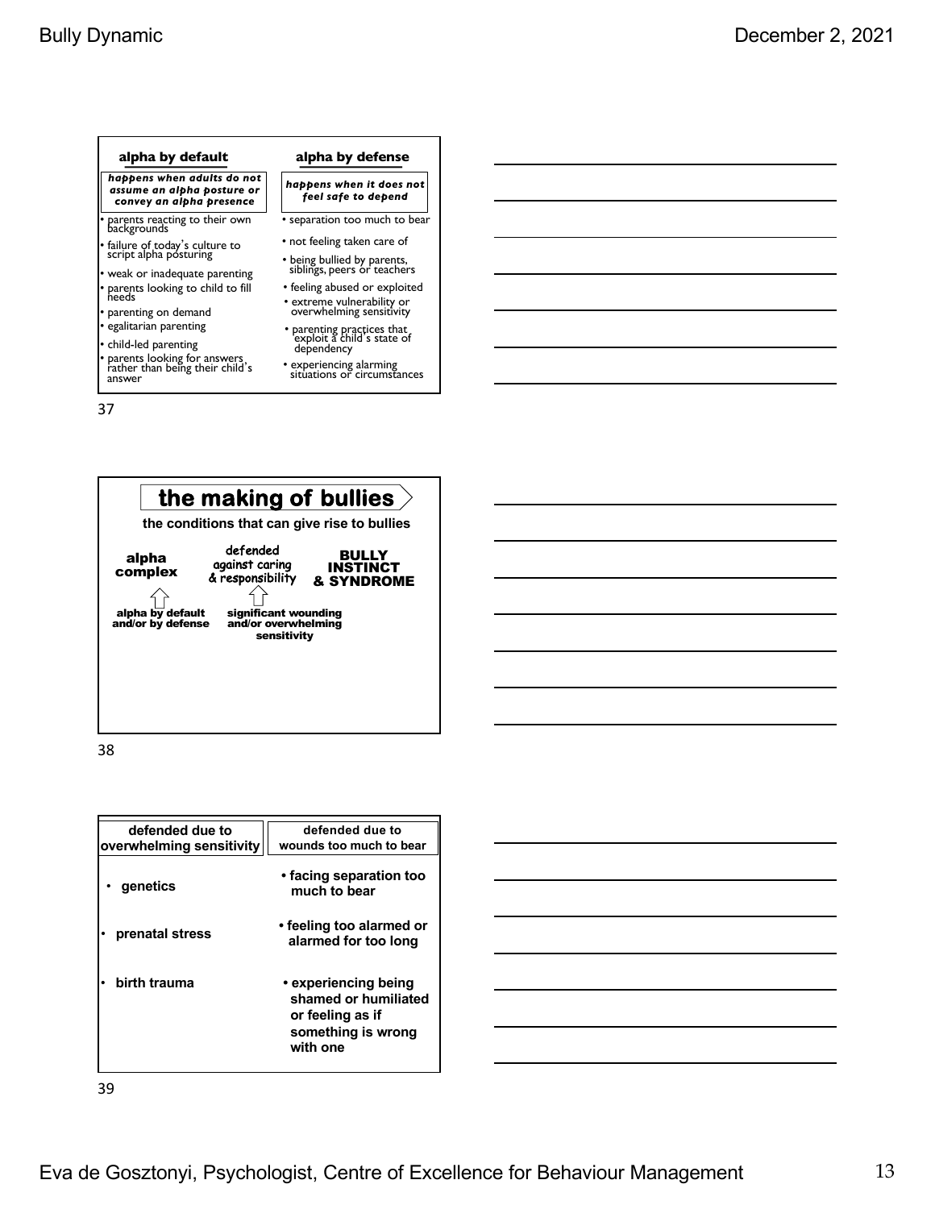| alpha by default | alpha by defense |
| --- | --- |
| ***happens when adults do not assume an alpha posture or convey an alpha presence*** | ***happens when it does not feel safe to depend*** |
| • parents reacting to their own backgrounds | • separation too much to bear |
| • failure of today's culture to script alpha posturing | • not feeling taken care of |
| • weak or inadequate parenting | • being bullied by parents, siblings, peers or teachers |
| • parents looking to child to fill needs | • feeling abused or exploited |
| • parenting on demand | • extreme vulnerability or overwhelming sensitivity |
| • egalitarian parenting | • parenting practices that exploit a child's state of dependency |
| • child-led parenting | • experiencing alarming situations or circumstances |
| • parents looking for answers rather than being their child's answer | |

37

## the making of bullies

**the conditions that can give rise to bullies**

**alpha complex** ← **alpha by default and/or by defense**

defended against caring & responsibility ← **significant wounding and/or overwhelming sensitivity**

**BULLY INSTINCT & SYNDROME**

38

| defended due to overwhelming sensitivity | defended due to wounds too much to bear |
| --- | --- |
| • genetics | • facing separation too much to bear |
| • prenatal stress | • feeling too alarmed or alarmed for too long |
| • birth trauma | • experiencing being shamed or humiliated or feeling as if something is wrong with one |

39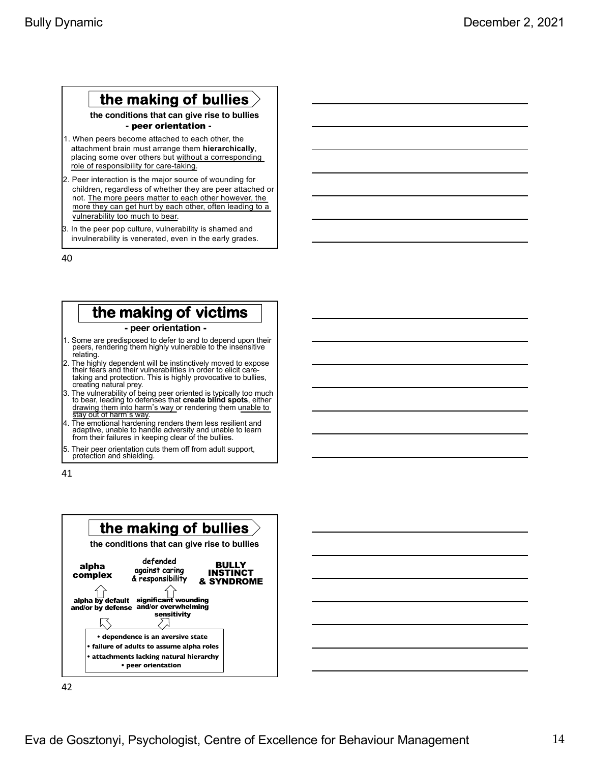## the making of bullies

**the conditions that can give rise to bullies**
**- peer orientation -**

1. When peers become attached to each other, the attachment brain must arrange them **hierarchically**, placing some over others but without a corresponding role of responsibility for care-taking.
2. Peer interaction is the major source of wounding for children, regardless of whether they are peer attached or not. The more peers matter to each other however, the more they can get hurt by each other, often leading to a vulnerability too much to bear.
3. In the peer pop culture, vulnerability is shamed and invulnerability is venerated, even in the early grades.

## the making of victims

**- peer orientation -**

1. Some are predisposed to defer to and to depend upon their peers, rendering them highly vulnerable to the insensitive relating.
2. The highly dependent will be instinctively moved to expose their fears and their vulnerabilities in order to elicit care-taking and protection. This is highly provocative to bullies, creating natural prey.
3. The vulnerability of being peer oriented is typically too much to bear, leading to defenses that **create blind spots**, either drawing them into harm's way or rendering them unable to stay out of harm's way.
4. The emotional hardening renders them less resilient and adaptive, unable to handle adversity and unable to learn from their failures in keeping clear of the bullies.
5. Their peer orientation cuts them off from adult support, protection and shielding.

## the making of bullies

**the conditions that can give rise to bullies**

**alpha complex**

defended against caring & responsibility

**BULLY INSTINCT & SYNDROME**

**alpha by default and/or by defense**

**significant wounding and/or overwhelming sensitivity**

- **dependence is an aversive state**
- **failure of adults to assume alpha roles**
- **attachments lacking natural hierarchy**
- **peer orientation**